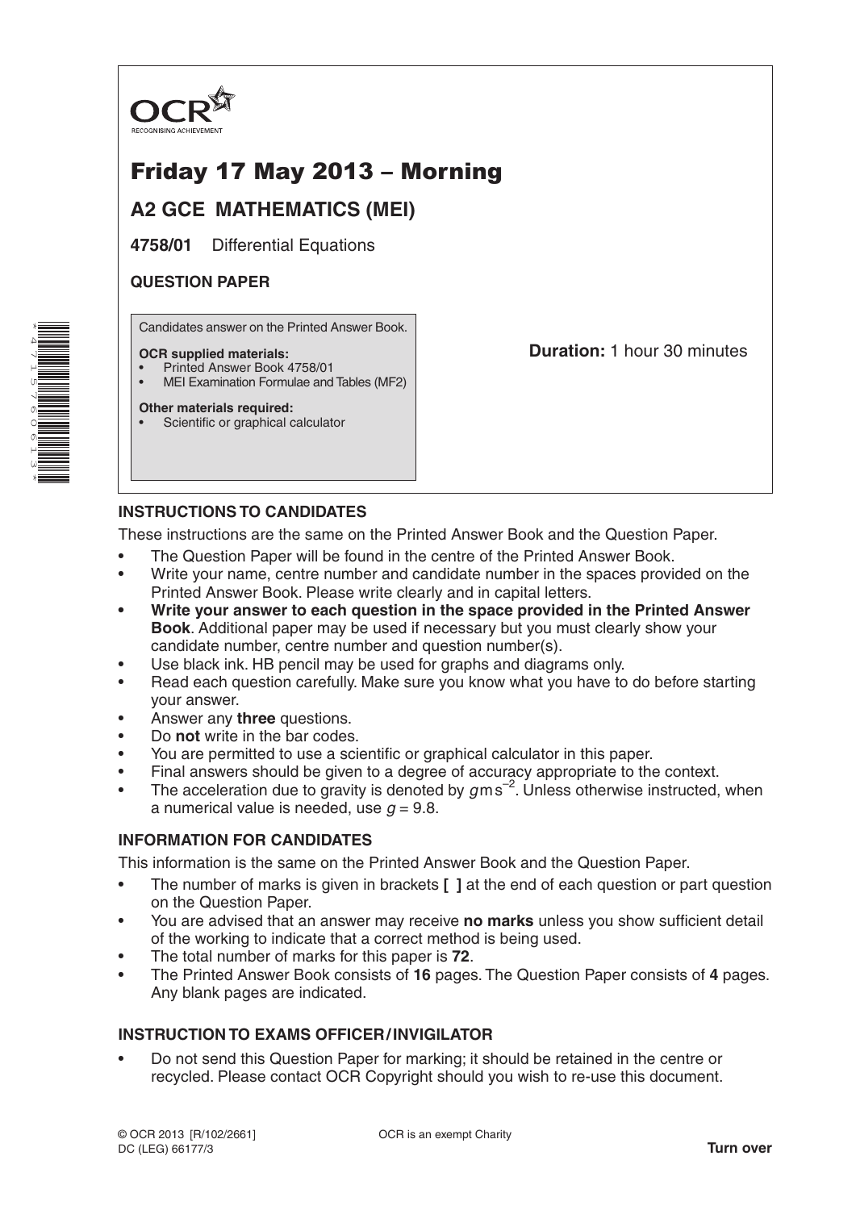OCR
RECOGNISING ACHIEVEMENT

# Friday 17 May 2013 – Morning

## A2 GCE MATHEMATICS (MEI)

**4758/01** Differential Equations

**QUESTION PAPER**

Candidates answer on the Printed Answer Book.

**OCR supplied materials:**
- Printed Answer Book 4758/01
- MEI Examination Formulae and Tables (MF2)

**Other materials required:**
- Scientific or graphical calculator

**Duration:** 1 hour 30 minutes

### INSTRUCTIONS TO CANDIDATES

These instructions are the same on the Printed Answer Book and the Question Paper.

- The Question Paper will be found in the centre of the Printed Answer Book.
- Write your name, centre number and candidate number in the spaces provided on the Printed Answer Book. Please write clearly and in capital letters.
- **Write your answer to each question in the space provided in the Printed Answer Book**. Additional paper may be used if necessary but you must clearly show your candidate number, centre number and question number(s).
- Use black ink. HB pencil may be used for graphs and diagrams only.
- Read each question carefully. Make sure you know what you have to do before starting your answer.
- Answer any **three** questions.
- Do **not** write in the bar codes.
- You are permitted to use a scientific or graphical calculator in this paper.
- Final answers should be given to a degree of accuracy appropriate to the context.
- The acceleration due to gravity is denoted by $g\,\text{m}\,\text{s}^{-2}$. Unless otherwise instructed, when a numerical value is needed, use $g = 9.8$.

### INFORMATION FOR CANDIDATES

This information is the same on the Printed Answer Book and the Question Paper.

- The number of marks is given in brackets **[ ]** at the end of each question or part question on the Question Paper.
- You are advised that an answer may receive **no marks** unless you show sufficient detail of the working to indicate that a correct method is being used.
- The total number of marks for this paper is **72**.
- The Printed Answer Book consists of **16** pages. The Question Paper consists of **4** pages. Any blank pages are indicated.

### INSTRUCTION TO EXAMS OFFICER / INVIGILATOR

- Do not send this Question Paper for marking; it should be retained in the centre or recycled. Please contact OCR Copyright should you wish to re-use this document.

© OCR 2013 [R/102/2661]
DC (LEG) 66177/3

OCR is an exempt Charity

**Turn over**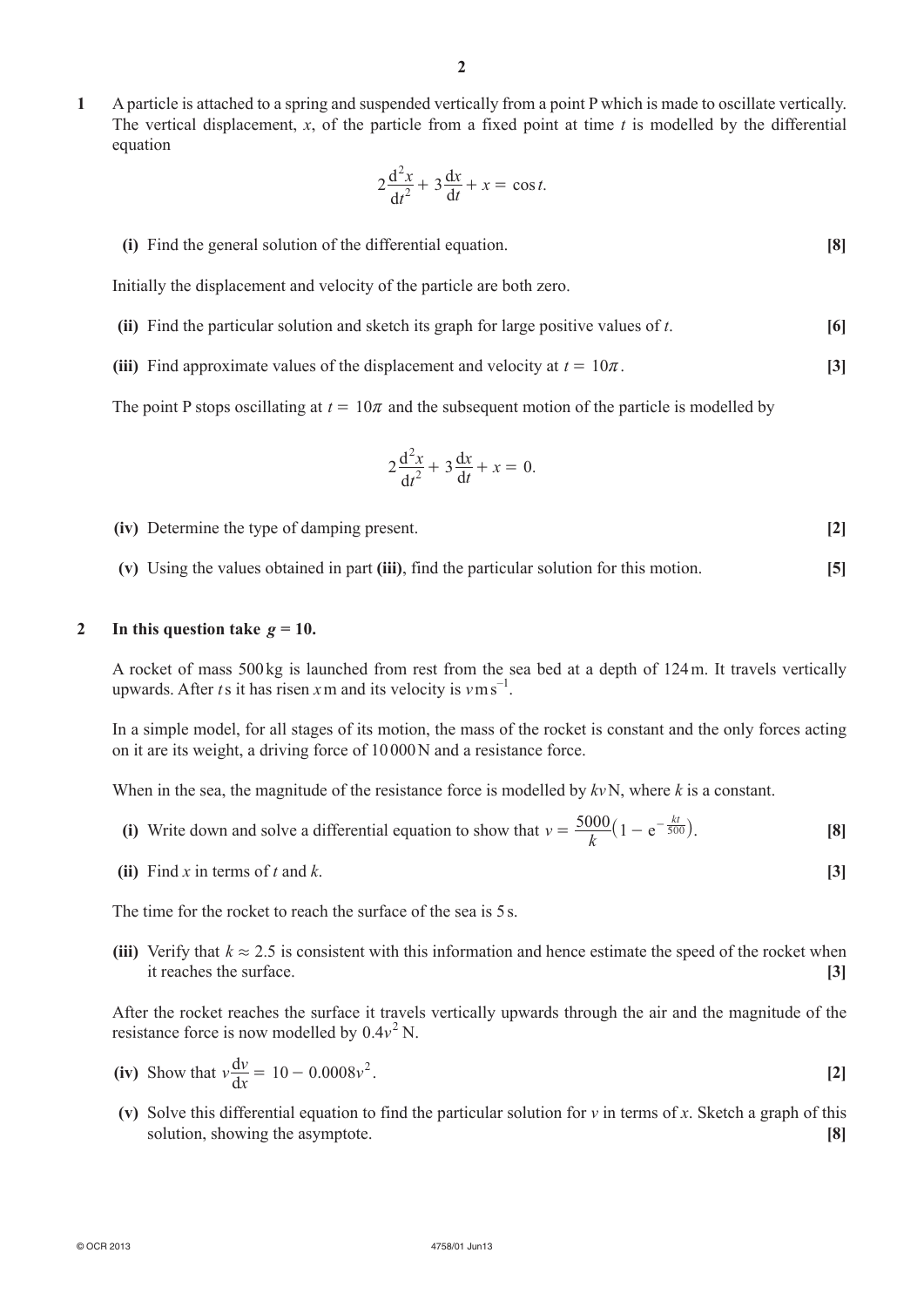**1** A particle is attached to a spring and suspended vertically from a point P which is made to oscillate vertically. The vertical displacement, $x$, of the particle from a fixed point at time $t$ is modelled by the differential equation

$$2\frac{d^2x}{dt^2} + 3\frac{dx}{dt} + x = \cos t.$$

**(i)** Find the general solution of the differential equation. **[8]**

Initially the displacement and velocity of the particle are both zero.

**(ii)** Find the particular solution and sketch its graph for large positive values of $t$. **[6]**

**(iii)** Find approximate values of the displacement and velocity at $t = 10\pi$. **[3]**

The point P stops oscillating at $t = 10\pi$ and the subsequent motion of the particle is modelled by

$$2\frac{d^2x}{dt^2} + 3\frac{dx}{dt} + x = 0.$$

**(iv)** Determine the type of damping present. **[2]**

**(v)** Using the values obtained in part **(iii)**, find the particular solution for this motion. **[5]**

**2** **In this question take $g = 10$.**

A rocket of mass 500 kg is launched from rest from the sea bed at a depth of 124 m. It travels vertically upwards. After $t$ s it has risen $x$ m and its velocity is $v$ m s$^{-1}$.

In a simple model, for all stages of its motion, the mass of the rocket is constant and the only forces acting on it are its weight, a driving force of 10 000 N and a resistance force.

When in the sea, the magnitude of the resistance force is modelled by $kv$ N, where $k$ is a constant.

**(i)** Write down and solve a differential equation to show that $v = \frac{5000}{k}\left(1 - e^{-\frac{kt}{500}}\right)$. **[8]**

**(ii)** Find $x$ in terms of $t$ and $k$. **[3]**

The time for the rocket to reach the surface of the sea is 5 s.

**(iii)** Verify that $k \approx 2.5$ is consistent with this information and hence estimate the speed of the rocket when it reaches the surface. **[3]**

After the rocket reaches the surface it travels vertically upwards through the air and the magnitude of the resistance force is now modelled by $0.4v^2$ N.

**(iv)** Show that $v\frac{dv}{dx} = 10 - 0.0008v^2$. **[2]**

**(v)** Solve this differential equation to find the particular solution for $v$ in terms of $x$. Sketch a graph of this solution, showing the asymptote. **[8]**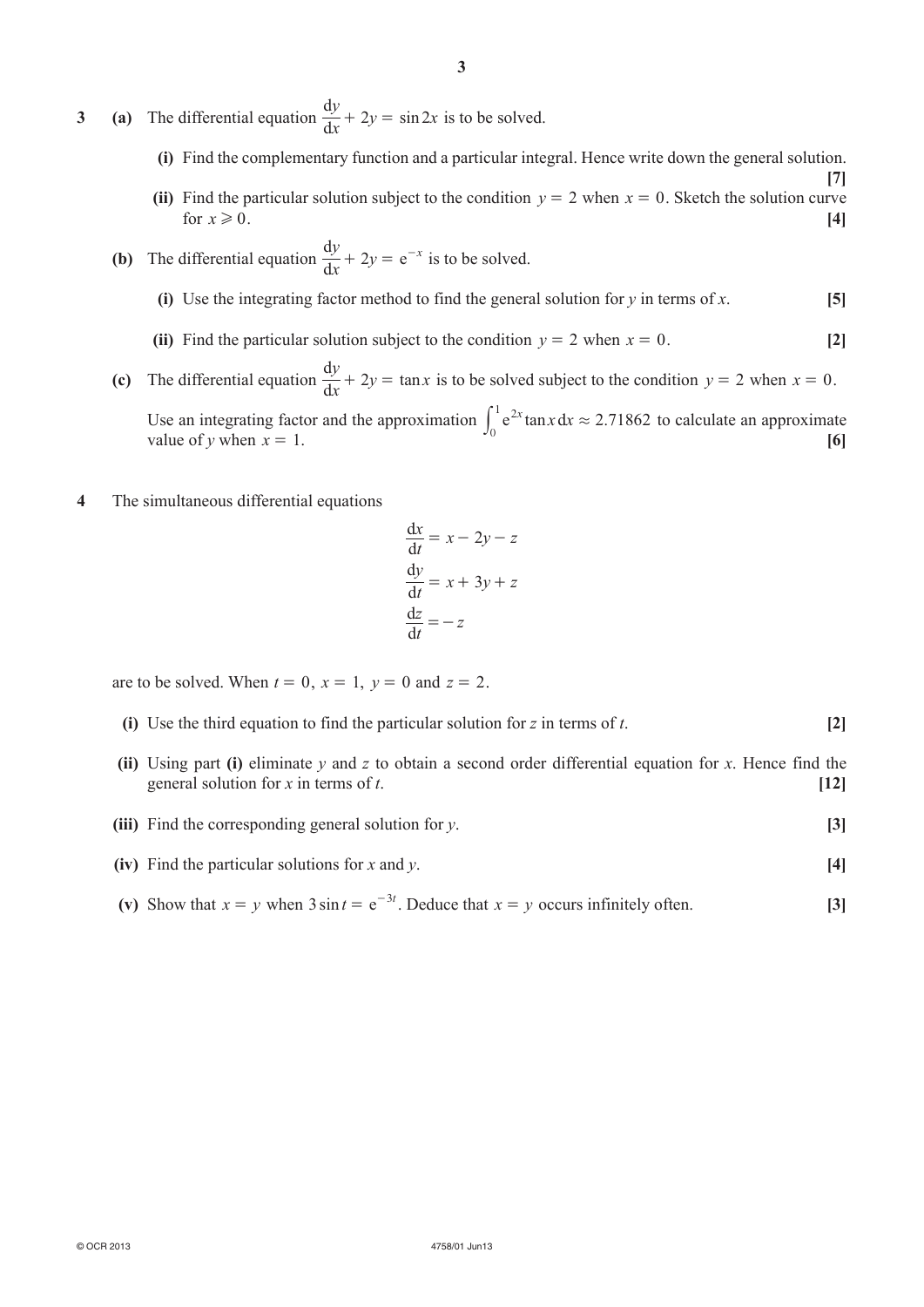**3** **(a)** The differential equation $\frac{\mathrm{d}y}{\mathrm{d}x} + 2y = \sin 2x$ is to be solved.

**(i)** Find the complementary function and a particular integral. Hence write down the general solution. **[7]**

**(ii)** Find the particular solution subject to the condition $y = 2$ when $x = 0$. Sketch the solution curve for $x \geqslant 0$. **[4]**

**(b)** The differential equation $\frac{\mathrm{d}y}{\mathrm{d}x} + 2y = \mathrm{e}^{-x}$ is to be solved.

**(i)** Use the integrating factor method to find the general solution for $y$ in terms of $x$. **[5]**

**(ii)** Find the particular solution subject to the condition $y = 2$ when $x = 0$. **[2]**

**(c)** The differential equation $\frac{\mathrm{d}y}{\mathrm{d}x} + 2y = \tan x$ is to be solved subject to the condition $y = 2$ when $x = 0$.

Use an integrating factor and the approximation $\int_0^1 \mathrm{e}^{2x} \tan x \, \mathrm{d}x \approx 2.71862$ to calculate an approximate value of $y$ when $x = 1$. **[6]**

**4** The simultaneous differential equations

$$\frac{\mathrm{d}x}{\mathrm{d}t} = x - 2y - z$$

$$\frac{\mathrm{d}y}{\mathrm{d}t} = x + 3y + z$$

$$\frac{\mathrm{d}z}{\mathrm{d}t} = -z$$

are to be solved. When $t = 0$, $x = 1$, $y = 0$ and $z = 2$.

**(i)** Use the third equation to find the particular solution for $z$ in terms of $t$. **[2]**

**(ii)** Using part **(i)** eliminate $y$ and $z$ to obtain a second order differential equation for $x$. Hence find the general solution for $x$ in terms of $t$. **[12]**

**(iii)** Find the corresponding general solution for $y$. **[3]**

**(iv)** Find the particular solutions for $x$ and $y$. **[4]**

**(v)** Show that $x = y$ when $3\sin t = \mathrm{e}^{-3t}$. Deduce that $x = y$ occurs infinitely often. **[3]**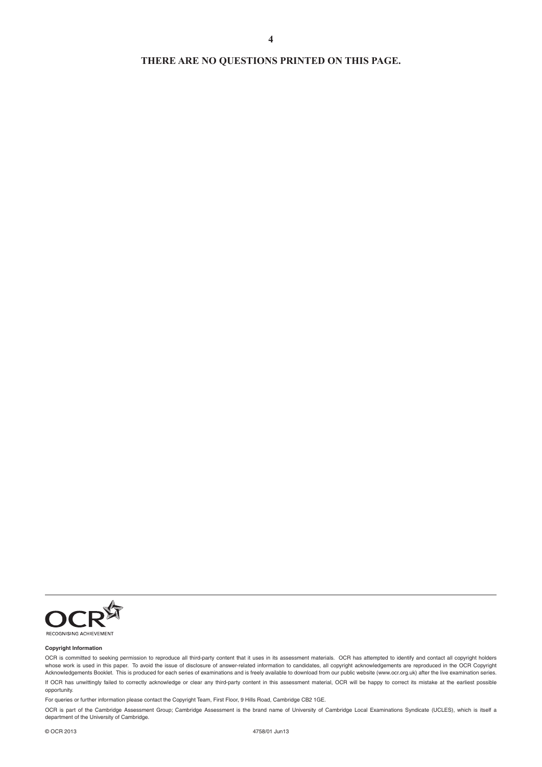**THERE ARE NO QUESTIONS PRINTED ON THIS PAGE.**

OCR

RECOGNISING ACHIEVEMENT

**Copyright Information**

OCR is committed to seeking permission to reproduce all third-party content that it uses in its assessment materials. OCR has attempted to identify and contact all copyright holders whose work is used in this paper. To avoid the issue of disclosure of answer-related information to candidates, all copyright acknowledgements are reproduced in the OCR Copyright Acknowledgements Booklet. This is produced for each series of examinations and is freely available to download from our public website (www.ocr.org.uk) after the live examination series.

If OCR has unwittingly failed to correctly acknowledge or clear any third-party content in this assessment material, OCR will be happy to correct its mistake at the earliest possible opportunity.

For queries or further information please contact the Copyright Team, First Floor, 9 Hills Road, Cambridge CB2 1GE.

OCR is part of the Cambridge Assessment Group; Cambridge Assessment is the brand name of University of Cambridge Local Examinations Syndicate (UCLES), which is itself a department of the University of Cambridge.

© OCR 2013 4758/01 Jun13